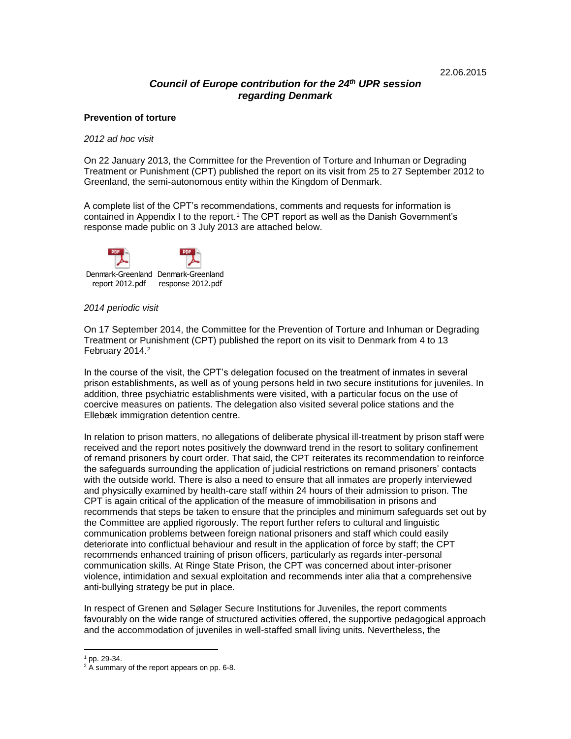22.06.2015

## *Council of Europe contribution for the 24th UPR session regarding Denmark*

**Prevention of torture**

*2012 ad hoc visit*

On 22 January 2013, the Committee for the Prevention of Torture and Inhuman or Degrading Treatment or Punishment (CPT) published the report on its visit from 25 to 27 September 2012 to Greenland, the semi-autonomous entity within the Kingdom of Denmark.

A complete list of the CPT's recommendations, comments and requests for information is contained in Appendix I to the report.[1] The CPT report as well as the Danish Government's response made public on 3 July 2013 are attached below.

Denmark-Greenland report 2012.pdf    Denmark-Greenland response 2012.pdf

*2014 periodic visit*

On 17 September 2014, the Committee for the Prevention of Torture and Inhuman or Degrading Treatment or Punishment (CPT) published the report on its visit to Denmark from 4 to 13 February 2014.[2]

In the course of the visit, the CPT's delegation focused on the treatment of inmates in several prison establishments, as well as of young persons held in two secure institutions for juveniles. In addition, three psychiatric establishments were visited, with a particular focus on the use of coercive measures on patients. The delegation also visited several police stations and the Ellebæk immigration detention centre.

In relation to prison matters, no allegations of deliberate physical ill-treatment by prison staff were received and the report notes positively the downward trend in the resort to solitary confinement of remand prisoners by court order. That said, the CPT reiterates its recommendation to reinforce the safeguards surrounding the application of judicial restrictions on remand prisoners' contacts with the outside world. There is also a need to ensure that all inmates are properly interviewed and physically examined by health-care staff within 24 hours of their admission to prison. The CPT is again critical of the application of the measure of immobilisation in prisons and recommends that steps be taken to ensure that the principles and minimum safeguards set out by the Committee are applied rigorously. The report further refers to cultural and linguistic communication problems between foreign national prisoners and staff which could easily deteriorate into conflictual behaviour and result in the application of force by staff; the CPT recommends enhanced training of prison officers, particularly as regards inter-personal communication skills. At Ringe State Prison, the CPT was concerned about inter-prisoner violence, intimidation and sexual exploitation and recommends inter alia that a comprehensive anti-bullying strategy be put in place.

In respect of Grenen and Sølager Secure Institutions for Juveniles, the report comments favourably on the wide range of structured activities offered, the supportive pedagogical approach and the accommodation of juveniles in well-staffed small living units. Nevertheless, the

---

[1] pp. 29-34.

[2] A summary of the report appears on pp. 6-8.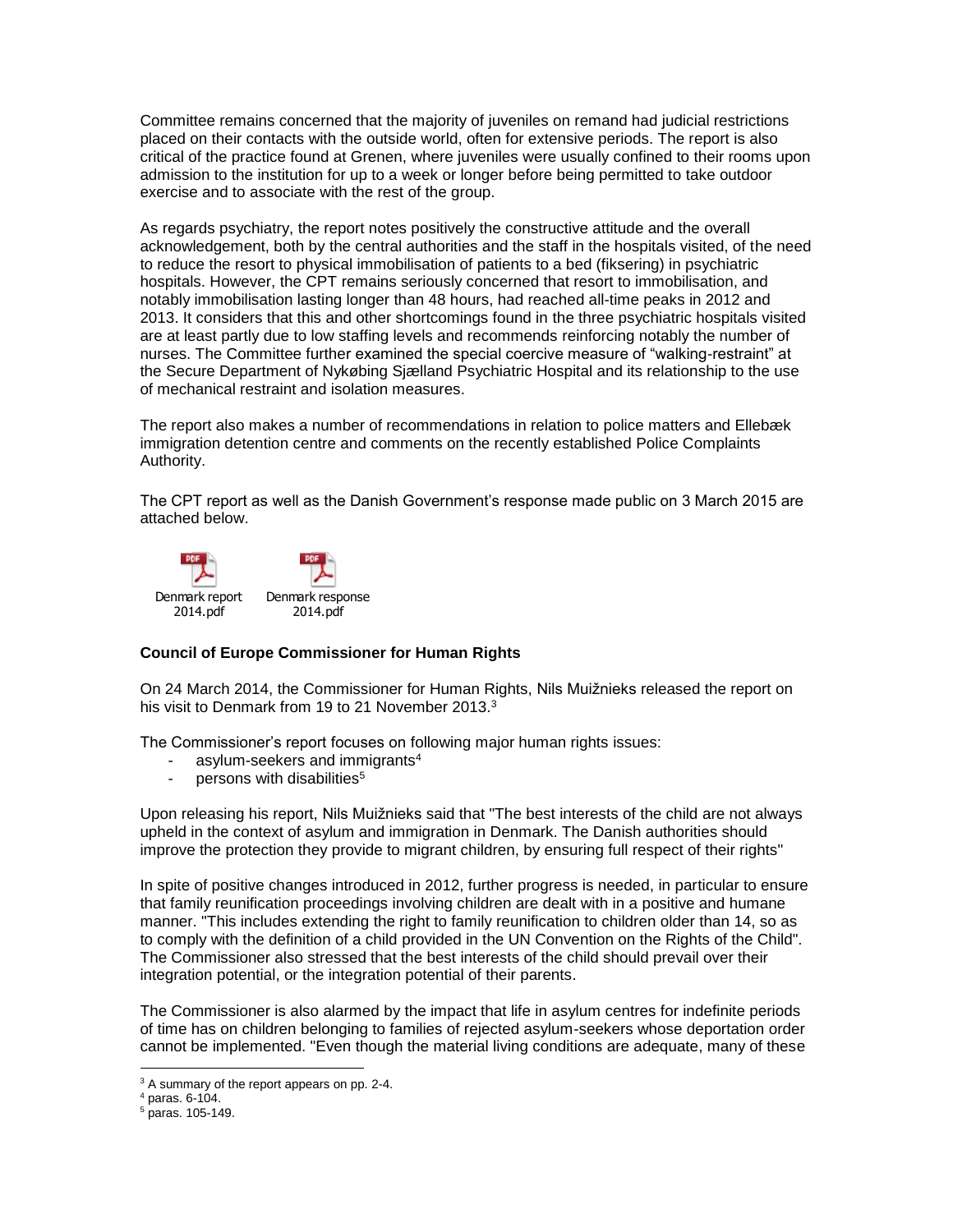Committee remains concerned that the majority of juveniles on remand had judicial restrictions placed on their contacts with the outside world, often for extensive periods. The report is also critical of the practice found at Grenen, where juveniles were usually confined to their rooms upon admission to the institution for up to a week or longer before being permitted to take outdoor exercise and to associate with the rest of the group.

As regards psychiatry, the report notes positively the constructive attitude and the overall acknowledgement, both by the central authorities and the staff in the hospitals visited, of the need to reduce the resort to physical immobilisation of patients to a bed (fiksering) in psychiatric hospitals. However, the CPT remains seriously concerned that resort to immobilisation, and notably immobilisation lasting longer than 48 hours, had reached all-time peaks in 2012 and 2013. It considers that this and other shortcomings found in the three psychiatric hospitals visited are at least partly due to low staffing levels and recommends reinforcing notably the number of nurses. The Committee further examined the special coercive measure of "walking-restraint" at the Secure Department of Nykøbing Sjælland Psychiatric Hospital and its relationship to the use of mechanical restraint and isolation measures.

The report also makes a number of recommendations in relation to police matters and Ellebæk immigration detention centre and comments on the recently established Police Complaints Authority.

The CPT report as well as the Danish Government's response made public on 3 March 2015 are attached below.

Denmark report 2014.pdf

Denmark response 2014.pdf

**Council of Europe Commissioner for Human Rights**

On 24 March 2014, the Commissioner for Human Rights, Nils Muižnieks released the report on his visit to Denmark from 19 to 21 November 2013.[3]

The Commissioner's report focuses on following major human rights issues:

- asylum-seekers and immigrants[4]
- persons with disabilities[5]

Upon releasing his report, Nils Muižnieks said that "The best interests of the child are not always upheld in the context of asylum and immigration in Denmark. The Danish authorities should improve the protection they provide to migrant children, by ensuring full respect of their rights"

In spite of positive changes introduced in 2012, further progress is needed, in particular to ensure that family reunification proceedings involving children are dealt with in a positive and humane manner. "This includes extending the right to family reunification to children older than 14, so as to comply with the definition of a child provided in the UN Convention on the Rights of the Child". The Commissioner also stressed that the best interests of the child should prevail over their integration potential, or the integration potential of their parents.

The Commissioner is also alarmed by the impact that life in asylum centres for indefinite periods of time has on children belonging to families of rejected asylum-seekers whose deportation order cannot be implemented. "Even though the material living conditions are adequate, many of these

---

[3] A summary of the report appears on pp. 2-4.

[4] paras. 6-104.

[5] paras. 105-149.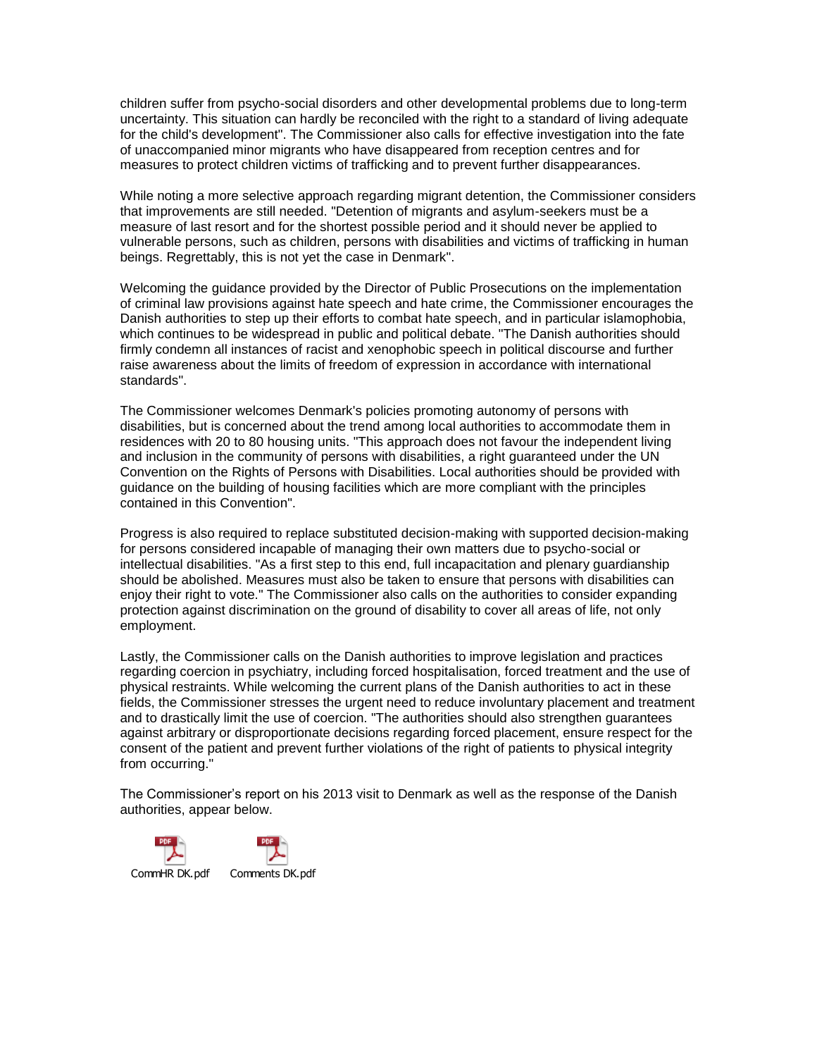children suffer from psycho-social disorders and other developmental problems due to long-term uncertainty. This situation can hardly be reconciled with the right to a standard of living adequate for the child's development". The Commissioner also calls for effective investigation into the fate of unaccompanied minor migrants who have disappeared from reception centres and for measures to protect children victims of trafficking and to prevent further disappearances.

While noting a more selective approach regarding migrant detention, the Commissioner considers that improvements are still needed. "Detention of migrants and asylum-seekers must be a measure of last resort and for the shortest possible period and it should never be applied to vulnerable persons, such as children, persons with disabilities and victims of trafficking in human beings. Regrettably, this is not yet the case in Denmark".

Welcoming the guidance provided by the Director of Public Prosecutions on the implementation of criminal law provisions against hate speech and hate crime, the Commissioner encourages the Danish authorities to step up their efforts to combat hate speech, and in particular islamophobia, which continues to be widespread in public and political debate. "The Danish authorities should firmly condemn all instances of racist and xenophobic speech in political discourse and further raise awareness about the limits of freedom of expression in accordance with international standards".

The Commissioner welcomes Denmark's policies promoting autonomy of persons with disabilities, but is concerned about the trend among local authorities to accommodate them in residences with 20 to 80 housing units. "This approach does not favour the independent living and inclusion in the community of persons with disabilities, a right guaranteed under the UN Convention on the Rights of Persons with Disabilities. Local authorities should be provided with guidance on the building of housing facilities which are more compliant with the principles contained in this Convention".

Progress is also required to replace substituted decision-making with supported decision-making for persons considered incapable of managing their own matters due to psycho-social or intellectual disabilities. "As a first step to this end, full incapacitation and plenary guardianship should be abolished. Measures must also be taken to ensure that persons with disabilities can enjoy their right to vote." The Commissioner also calls on the authorities to consider expanding protection against discrimination on the ground of disability to cover all areas of life, not only employment.

Lastly, the Commissioner calls on the Danish authorities to improve legislation and practices regarding coercion in psychiatry, including forced hospitalisation, forced treatment and the use of physical restraints. While welcoming the current plans of the Danish authorities to act in these fields, the Commissioner stresses the urgent need to reduce involuntary placement and treatment and to drastically limit the use of coercion. "The authorities should also strengthen guarantees against arbitrary or disproportionate decisions regarding forced placement, ensure respect for the consent of the patient and prevent further violations of the right of patients to physical integrity from occurring."

The Commissioner's report on his 2013 visit to Denmark as well as the response of the Danish authorities, appear below.

CommHR DK.pdf    Comments DK.pdf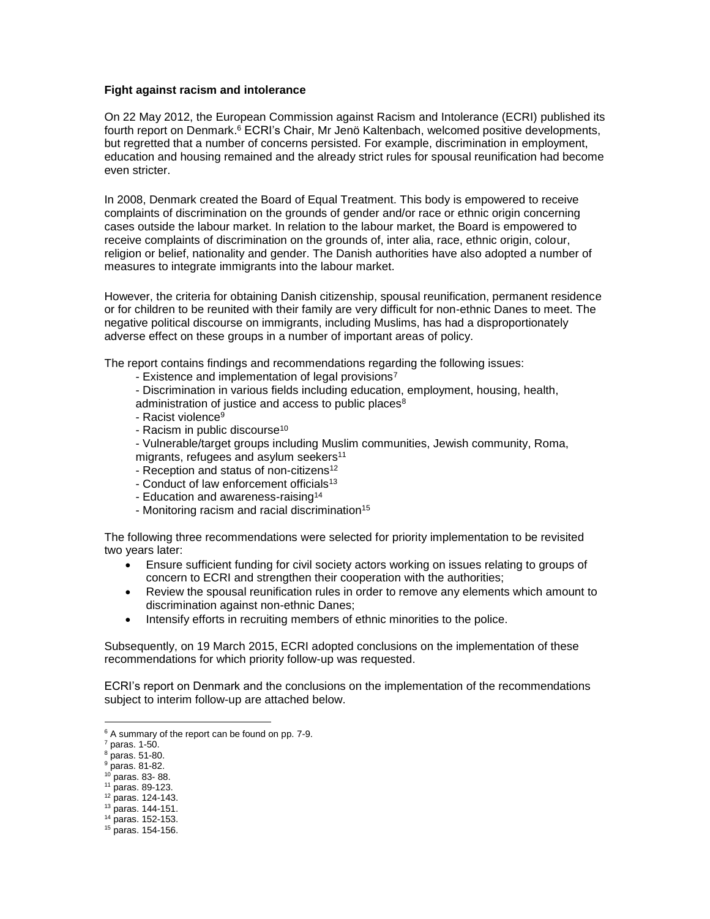**Fight against racism and intolerance**

On 22 May 2012, the European Commission against Racism and Intolerance (ECRI) published its fourth report on Denmark.[6] ECRI's Chair, Mr Jenö Kaltenbach, welcomed positive developments, but regretted that a number of concerns persisted. For example, discrimination in employment, education and housing remained and the already strict rules for spousal reunification had become even stricter.

In 2008, Denmark created the Board of Equal Treatment. This body is empowered to receive complaints of discrimination on the grounds of gender and/or race or ethnic origin concerning cases outside the labour market. In relation to the labour market, the Board is empowered to receive complaints of discrimination on the grounds of, inter alia, race, ethnic origin, colour, religion or belief, nationality and gender. The Danish authorities have also adopted a number of measures to integrate immigrants into the labour market.

However, the criteria for obtaining Danish citizenship, spousal reunification, permanent residence or for children to be reunited with their family are very difficult for non-ethnic Danes to meet. The negative political discourse on immigrants, including Muslims, has had a disproportionately adverse effect on these groups in a number of important areas of policy.

The report contains findings and recommendations regarding the following issues:

- Existence and implementation of legal provisions[7]
- Discrimination in various fields including education, employment, housing, health, administration of justice and access to public places[8]
- Racist violence[9]
- Racism in public discourse[10]
- Vulnerable/target groups including Muslim communities, Jewish community, Roma, migrants, refugees and asylum seekers[11]
- Reception and status of non-citizens[12]
- Conduct of law enforcement officials[13]
- Education and awareness-raising[14]
- Monitoring racism and racial discrimination[15]

The following three recommendations were selected for priority implementation to be revisited two years later:

- Ensure sufficient funding for civil society actors working on issues relating to groups of concern to ECRI and strengthen their cooperation with the authorities;
- Review the spousal reunification rules in order to remove any elements which amount to discrimination against non-ethnic Danes;
- Intensify efforts in recruiting members of ethnic minorities to the police.

Subsequently, on 19 March 2015, ECRI adopted conclusions on the implementation of these recommendations for which priority follow-up was requested.

ECRI's report on Denmark and the conclusions on the implementation of the recommendations subject to interim follow-up are attached below.

---

[6] A summary of the report can be found on pp. 7-9.
[7] paras. 1-50.
[8] paras. 51-80.
[9] paras. 81-82.
[10] paras. 83- 88.
[11] paras. 89-123.
[12] paras. 124-143.
[13] paras. 144-151.
[14] paras. 152-153.
[15] paras. 154-156.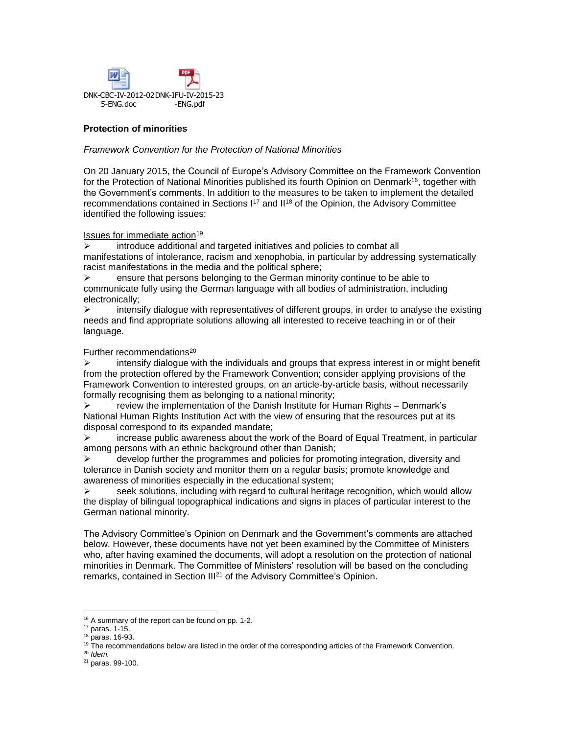DNK-CBC-IV-2012-025-ENG.doc DNK-IFU-IV-2015-23-ENG.pdf

**Protection of minorities**

*Framework Convention for the Protection of National Minorities*

On 20 January 2015, the Council of Europe's Advisory Committee on the Framework Convention for the Protection of National Minorities published its fourth Opinion on Denmark[16], together with the Government's comments. In addition to the measures to be taken to implement the detailed recommendations contained in Sections I[17] and II[18] of the Opinion, the Advisory Committee identified the following issues:

Issues for immediate action[19]

- introduce additional and targeted initiatives and policies to combat all manifestations of intolerance, racism and xenophobia, in particular by addressing systematically racist manifestations in the media and the political sphere;
- ensure that persons belonging to the German minority continue to be able to communicate fully using the German language with all bodies of administration, including electronically;
- intensify dialogue with representatives of different groups, in order to analyse the existing needs and find appropriate solutions allowing all interested to receive teaching in or of their language.

Further recommendations[20]

- intensify dialogue with the individuals and groups that express interest in or might benefit from the protection offered by the Framework Convention; consider applying provisions of the Framework Convention to interested groups, on an article-by-article basis, without necessarily formally recognising them as belonging to a national minority;
- review the implementation of the Danish Institute for Human Rights – Denmark's National Human Rights Institution Act with the view of ensuring that the resources put at its disposal correspond to its expanded mandate;
- increase public awareness about the work of the Board of Equal Treatment, in particular among persons with an ethnic background other than Danish;
- develop further the programmes and policies for promoting integration, diversity and tolerance in Danish society and monitor them on a regular basis; promote knowledge and awareness of minorities especially in the educational system;
- seek solutions, including with regard to cultural heritage recognition, which would allow the display of bilingual topographical indications and signs in places of particular interest to the German national minority.

The Advisory Committee's Opinion on Denmark and the Government's comments are attached below. However, these documents have not yet been examined by the Committee of Ministers who, after having examined the documents, will adopt a resolution on the protection of national minorities in Denmark. The Committee of Ministers' resolution will be based on the concluding remarks, contained in Section III[21] of the Advisory Committee's Opinion.

---

[16] A summary of the report can be found on pp. 1-2.

[17] paras. 1-15.

[18] paras. 16-93.

[19] The recommendations below are listed in the order of the corresponding articles of the Framework Convention.

[20] *Idem.*

[21] paras. 99-100.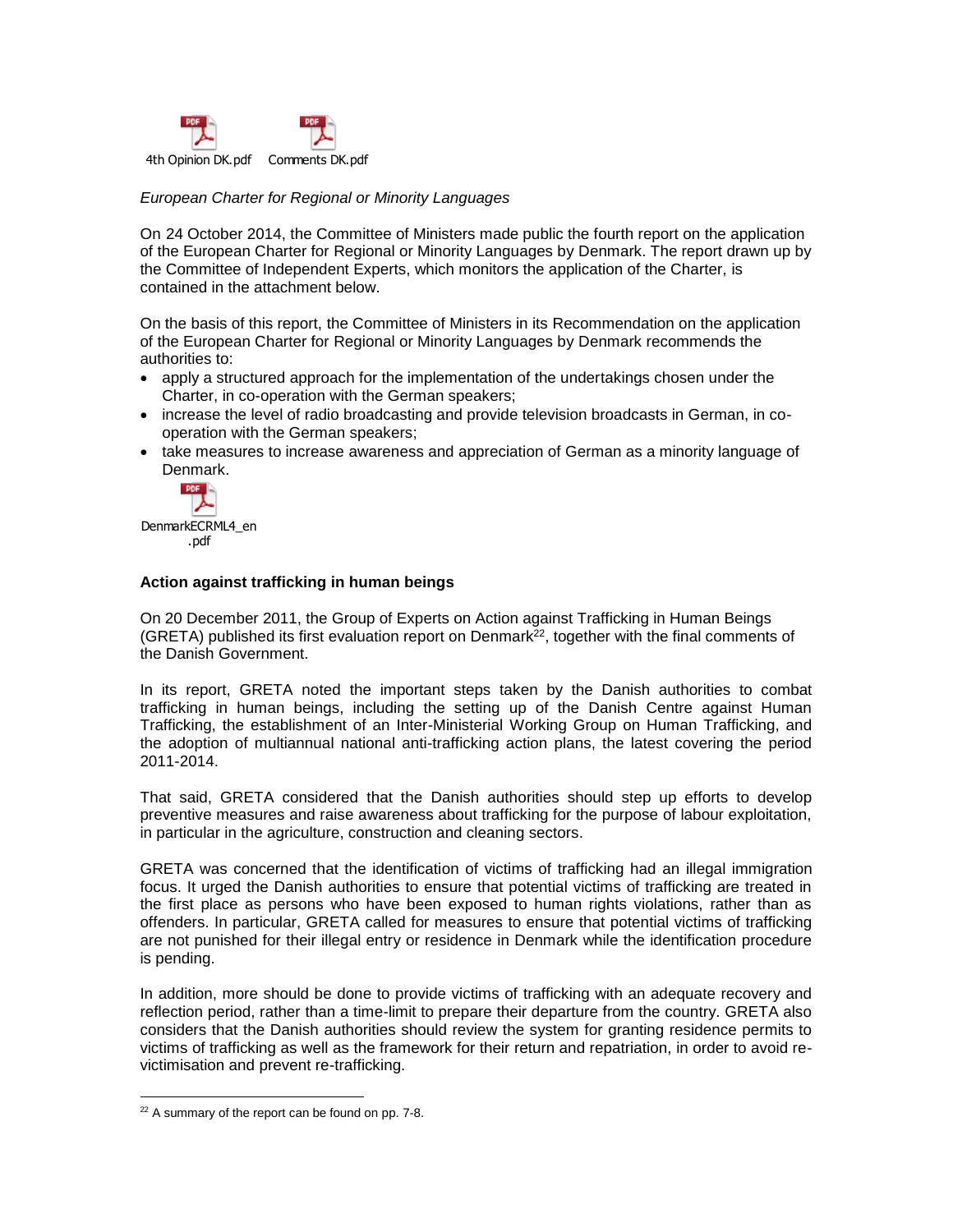4th Opinion DK.pdf Comments DK.pdf

*European Charter for Regional or Minority Languages*

On 24 October 2014, the Committee of Ministers made public the fourth report on the application of the European Charter for Regional or Minority Languages by Denmark. The report drawn up by the Committee of Independent Experts, which monitors the application of the Charter, is contained in the attachment below.

On the basis of this report, the Committee of Ministers in its Recommendation on the application of the European Charter for Regional or Minority Languages by Denmark recommends the authorities to:

- apply a structured approach for the implementation of the undertakings chosen under the Charter, in co-operation with the German speakers;
- increase the level of radio broadcasting and provide television broadcasts in German, in co-operation with the German speakers;
- take measures to increase awareness and appreciation of German as a minority language of Denmark.

DenmarkECRML4_en.pdf

**Action against trafficking in human beings**

On 20 December 2011, the Group of Experts on Action against Trafficking in Human Beings (GRETA) published its first evaluation report on Denmark[22], together with the final comments of the Danish Government.

In its report, GRETA noted the important steps taken by the Danish authorities to combat trafficking in human beings, including the setting up of the Danish Centre against Human Trafficking, the establishment of an Inter-Ministerial Working Group on Human Trafficking, and the adoption of multiannual national anti-trafficking action plans, the latest covering the period 2011-2014.

That said, GRETA considered that the Danish authorities should step up efforts to develop preventive measures and raise awareness about trafficking for the purpose of labour exploitation, in particular in the agriculture, construction and cleaning sectors.

GRETA was concerned that the identification of victims of trafficking had an illegal immigration focus. It urged the Danish authorities to ensure that potential victims of trafficking are treated in the first place as persons who have been exposed to human rights violations, rather than as offenders. In particular, GRETA called for measures to ensure that potential victims of trafficking are not punished for their illegal entry or residence in Denmark while the identification procedure is pending.

In addition, more should be done to provide victims of trafficking with an adequate recovery and reflection period, rather than a time-limit to prepare their departure from the country. GRETA also considers that the Danish authorities should review the system for granting residence permits to victims of trafficking as well as the framework for their return and repatriation, in order to avoid re-victimisation and prevent re-trafficking.

[22] A summary of the report can be found on pp. 7-8.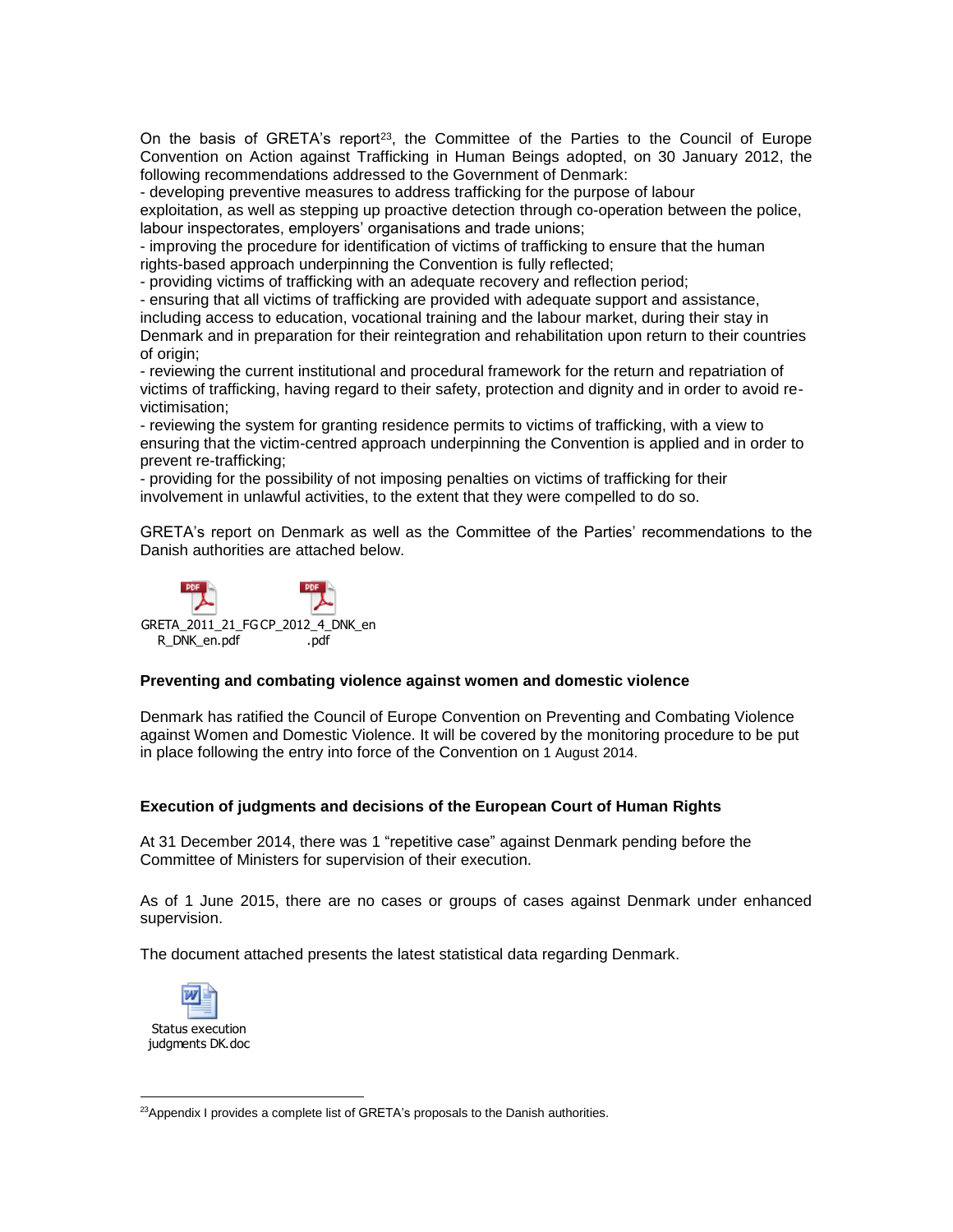On the basis of GRETA's report[23], the Committee of the Parties to the Council of Europe Convention on Action against Trafficking in Human Beings adopted, on 30 January 2012, the following recommendations addressed to the Government of Denmark:

- developing preventive measures to address trafficking for the purpose of labour exploitation, as well as stepping up proactive detection through co-operation between the police, labour inspectorates, employers' organisations and trade unions;
- improving the procedure for identification of victims of trafficking to ensure that the human rights-based approach underpinning the Convention is fully reflected;
- providing victims of trafficking with an adequate recovery and reflection period;
- ensuring that all victims of trafficking are provided with adequate support and assistance, including access to education, vocational training and the labour market, during their stay in Denmark and in preparation for their reintegration and rehabilitation upon return to their countries of origin;
- reviewing the current institutional and procedural framework for the return and repatriation of victims of trafficking, having regard to their safety, protection and dignity and in order to avoid re-victimisation;
- reviewing the system for granting residence permits to victims of trafficking, with a view to ensuring that the victim-centred approach underpinning the Convention is applied and in order to prevent re-trafficking;
- providing for the possibility of not imposing penalties on victims of trafficking for their involvement in unlawful activities, to the extent that they were compelled to do so.

GRETA's report on Denmark as well as the Committee of the Parties' recommendations to the Danish authorities are attached below.

GRETA_2011_21_FGR_DNK_en.pdf CP_2012_4_DNK_en.pdf

**Preventing and combating violence against women and domestic violence**

Denmark has ratified the Council of Europe Convention on Preventing and Combating Violence against Women and Domestic Violence. It will be covered by the monitoring procedure to be put in place following the entry into force of the Convention on 1 August 2014.

**Execution of judgments and decisions of the European Court of Human Rights**

At 31 December 2014, there was 1 "repetitive case" against Denmark pending before the Committee of Ministers for supervision of their execution.

As of 1 June 2015, there are no cases or groups of cases against Denmark under enhanced supervision.

The document attached presents the latest statistical data regarding Denmark.

Status execution judgments DK.doc

[23] Appendix I provides a complete list of GRETA's proposals to the Danish authorities.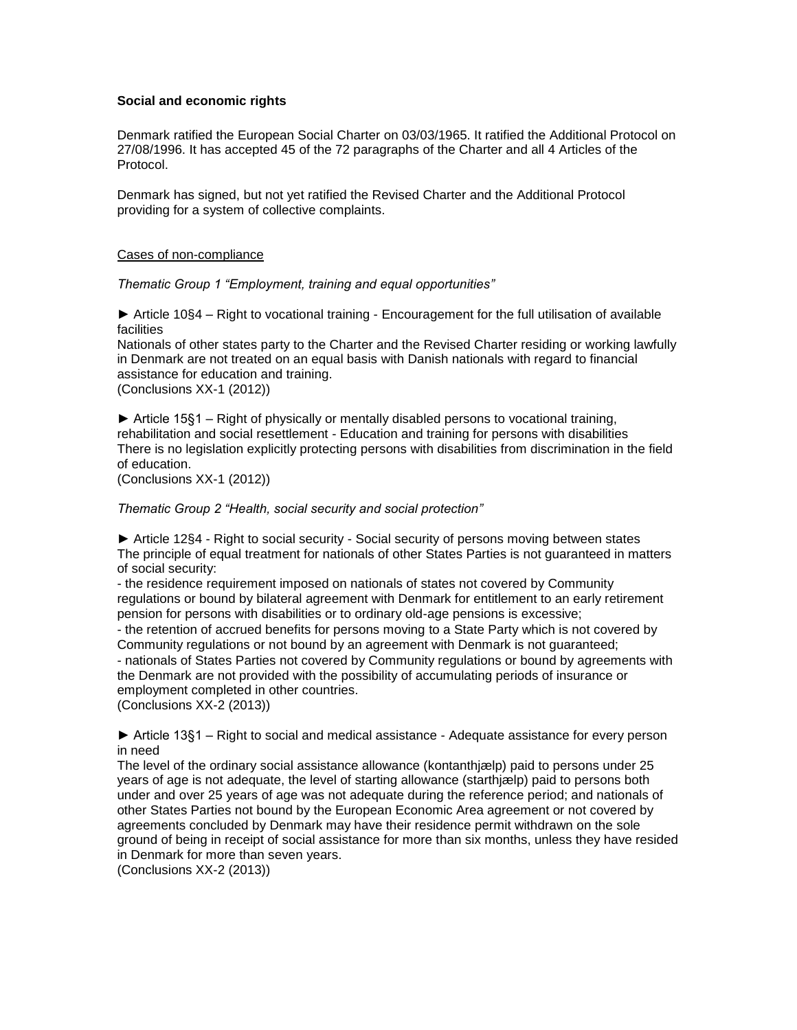**Social and economic rights**

Denmark ratified the European Social Charter on 03/03/1965. It ratified the Additional Protocol on 27/08/1996. It has accepted 45 of the 72 paragraphs of the Charter and all 4 Articles of the Protocol.

Denmark has signed, but not yet ratified the Revised Charter and the Additional Protocol providing for a system of collective complaints.

<u>Cases of non-compliance</u>

*Thematic Group 1 “Employment, training and equal opportunities”*

► Article 10§4 – Right to vocational training - Encouragement for the full utilisation of available facilities
Nationals of other states party to the Charter and the Revised Charter residing or working lawfully in Denmark are not treated on an equal basis with Danish nationals with regard to financial assistance for education and training.
(Conclusions XX-1 (2012))

► Article 15§1 – Right of physically or mentally disabled persons to vocational training, rehabilitation and social resettlement - Education and training for persons with disabilities
There is no legislation explicitly protecting persons with disabilities from discrimination in the field of education.
(Conclusions XX-1 (2012))

*Thematic Group 2 “Health, social security and social protection”*

► Article 12§4 - Right to social security - Social security of persons moving between states
The principle of equal treatment for nationals of other States Parties is not guaranteed in matters of social security:
- the residence requirement imposed on nationals of states not covered by Community regulations or bound by bilateral agreement with Denmark for entitlement to an early retirement pension for persons with disabilities or to ordinary old-age pensions is excessive;
- the retention of accrued benefits for persons moving to a State Party which is not covered by Community regulations or not bound by an agreement with Denmark is not guaranteed;
- nationals of States Parties not covered by Community regulations or bound by agreements with the Denmark are not provided with the possibility of accumulating periods of insurance or employment completed in other countries.
(Conclusions XX-2 (2013))

► Article 13§1 – Right to social and medical assistance - Adequate assistance for every person in need
The level of the ordinary social assistance allowance (kontanthjælp) paid to persons under 25 years of age is not adequate, the level of starting allowance (starthjælp) paid to persons both under and over 25 years of age was not adequate during the reference period; and nationals of other States Parties not bound by the European Economic Area agreement or not covered by agreements concluded by Denmark may have their residence permit withdrawn on the sole ground of being in receipt of social assistance for more than six months, unless they have resided in Denmark for more than seven years.
(Conclusions XX-2 (2013))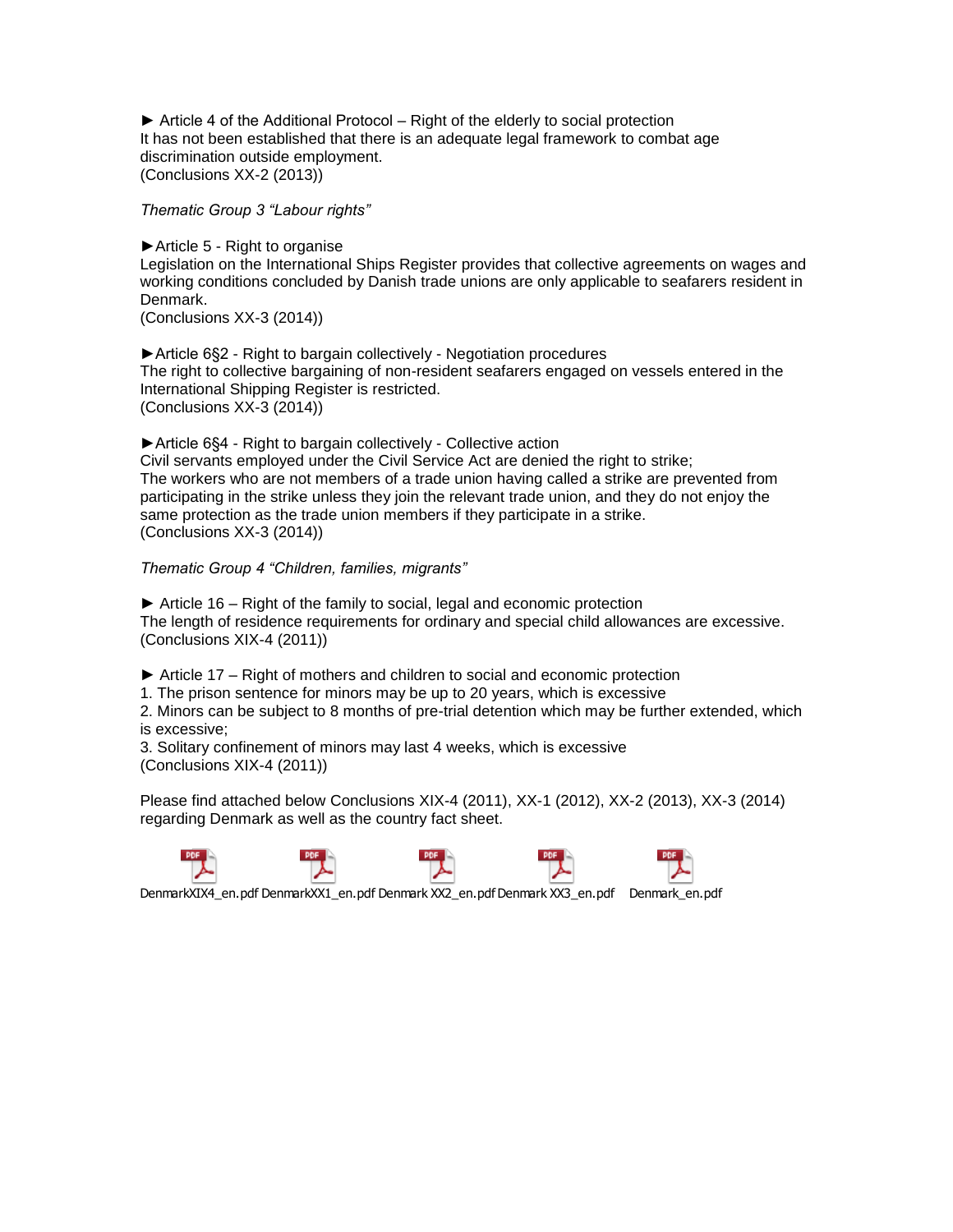► Article 4 of the Additional Protocol – Right of the elderly to social protection
It has not been established that there is an adequate legal framework to combat age discrimination outside employment.
(Conclusions XX-2 (2013))

*Thematic Group 3 "Labour rights"*

►Article 5 - Right to organise
Legislation on the International Ships Register provides that collective agreements on wages and working conditions concluded by Danish trade unions are only applicable to seafarers resident in Denmark.
(Conclusions XX-3 (2014))

►Article 6§2 - Right to bargain collectively - Negotiation procedures
The right to collective bargaining of non-resident seafarers engaged on vessels entered in the International Shipping Register is restricted.
(Conclusions XX-3 (2014))

►Article 6§4 - Right to bargain collectively - Collective action
Civil servants employed under the Civil Service Act are denied the right to strike;
The workers who are not members of a trade union having called a strike are prevented from participating in the strike unless they join the relevant trade union, and they do not enjoy the same protection as the trade union members if they participate in a strike.
(Conclusions XX-3 (2014))

*Thematic Group 4 "Children, families, migrants"*

► Article 16 – Right of the family to social, legal and economic protection
The length of residence requirements for ordinary and special child allowances are excessive.
(Conclusions XIX-4 (2011))

► Article 17 – Right of mothers and children to social and economic protection
1. The prison sentence for minors may be up to 20 years, which is excessive
2. Minors can be subject to 8 months of pre-trial detention which may be further extended, which is excessive;
3. Solitary confinement of minors may last 4 weeks, which is excessive
(Conclusions XIX-4 (2011))

Please find attached below Conclusions XIX-4 (2011), XX-1 (2012), XX-2 (2013), XX-3 (2014) regarding Denmark as well as the country fact sheet.

DenmarkXIX4_en.pdf DenmarkXX1_en.pdf Denmark XX2_en.pdf Denmark XX3_en.pdf Denmark_en.pdf